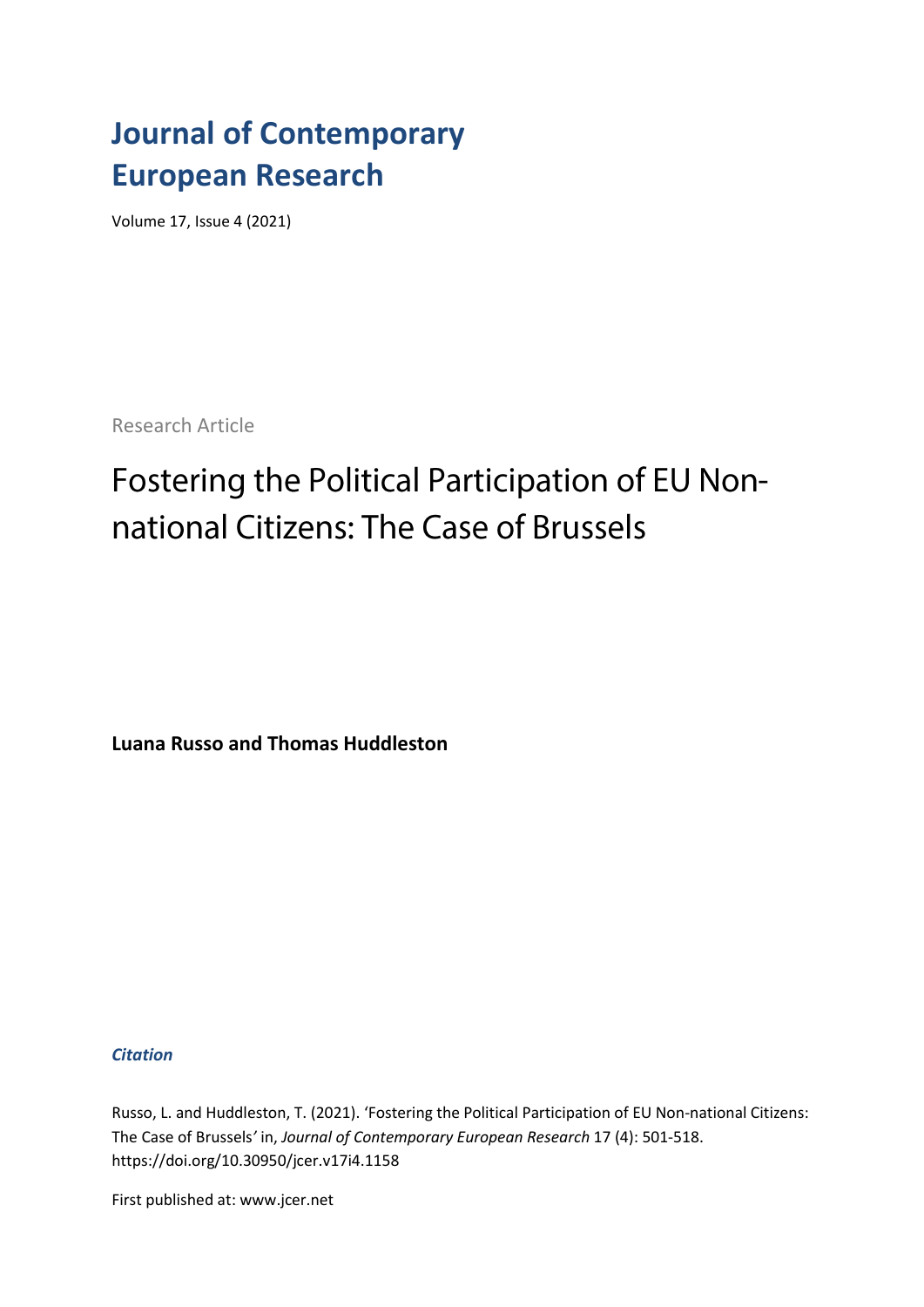# Journal of Contemporary European Research

Volume 17, Issue 4 (2021)

Research Article

## Fostering the Political Participation of EU Non-national Citizens: The Case of Brussels

**Luana Russo and Thomas Huddleston**

***Citation***

Russo, L. and Huddleston, T. (2021). 'Fostering the Political Participation of EU Non-national Citizens: The Case of Brussels' in, *Journal of Contemporary European Research* 17 (4): 501-518. https://doi.org/10.30950/jcer.v17i4.1158

First published at: www.jcer.net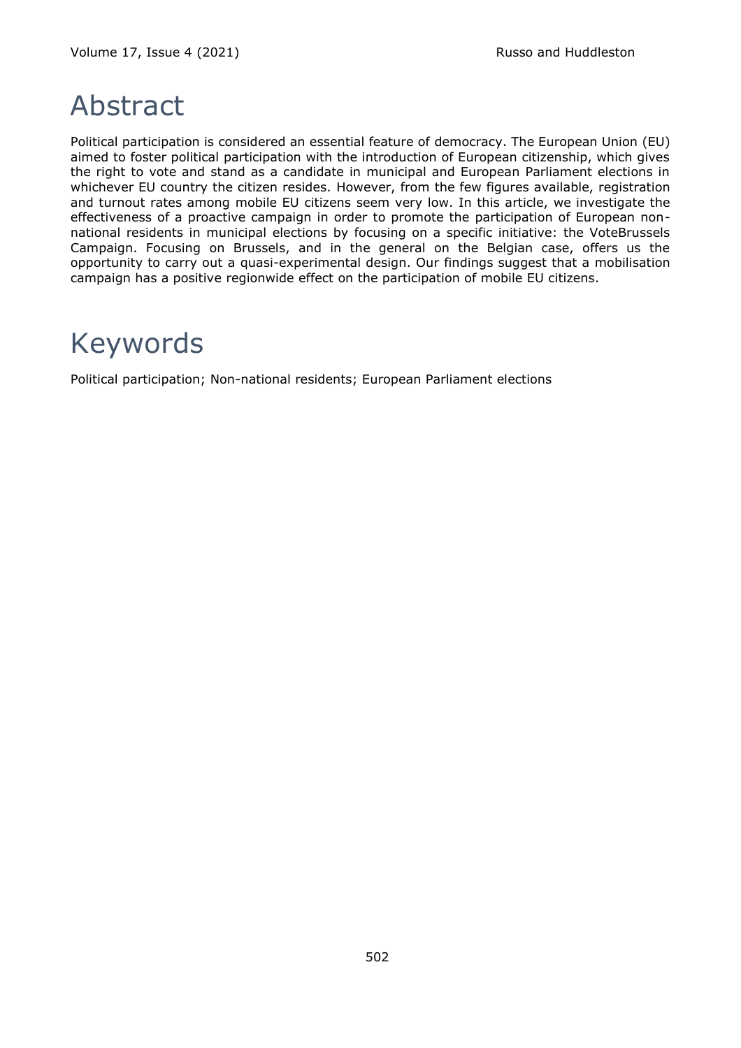# Abstract

Political participation is considered an essential feature of democracy. The European Union (EU) aimed to foster political participation with the introduction of European citizenship, which gives the right to vote and stand as a candidate in municipal and European Parliament elections in whichever EU country the citizen resides. However, from the few figures available, registration and turnout rates among mobile EU citizens seem very low. In this article, we investigate the effectiveness of a proactive campaign in order to promote the participation of European non-national residents in municipal elections by focusing on a specific initiative: the VoteBrussels Campaign. Focusing on Brussels, and in the general on the Belgian case, offers us the opportunity to carry out a quasi-experimental design. Our findings suggest that a mobilisation campaign has a positive regionwide effect on the participation of mobile EU citizens.

# Keywords

Political participation; Non-national residents; European Parliament elections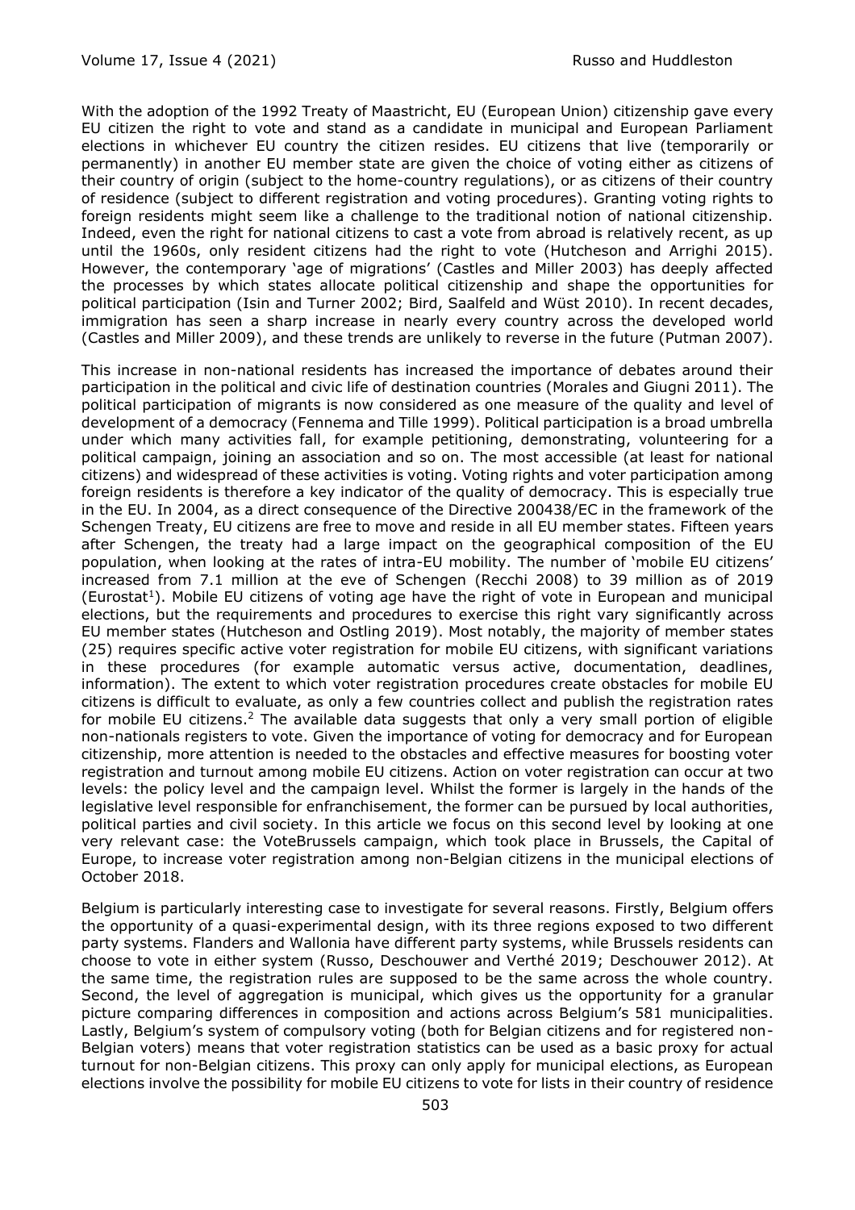With the adoption of the 1992 Treaty of Maastricht, EU (European Union) citizenship gave every EU citizen the right to vote and stand as a candidate in municipal and European Parliament elections in whichever EU country the citizen resides. EU citizens that live (temporarily or permanently) in another EU member state are given the choice of voting either as citizens of their country of origin (subject to the home-country regulations), or as citizens of their country of residence (subject to different registration and voting procedures). Granting voting rights to foreign residents might seem like a challenge to the traditional notion of national citizenship. Indeed, even the right for national citizens to cast a vote from abroad is relatively recent, as up until the 1960s, only resident citizens had the right to vote (Hutcheson and Arrighi 2015). However, the contemporary 'age of migrations' (Castles and Miller 2003) has deeply affected the processes by which states allocate political citizenship and shape the opportunities for political participation (Isin and Turner 2002; Bird, Saalfeld and Wüst 2010). In recent decades, immigration has seen a sharp increase in nearly every country across the developed world (Castles and Miller 2009), and these trends are unlikely to reverse in the future (Putman 2007).

This increase in non-national residents has increased the importance of debates around their participation in the political and civic life of destination countries (Morales and Giugni 2011). The political participation of migrants is now considered as one measure of the quality and level of development of a democracy (Fennema and Tille 1999). Political participation is a broad umbrella under which many activities fall, for example petitioning, demonstrating, volunteering for a political campaign, joining an association and so on. The most accessible (at least for national citizens) and widespread of these activities is voting. Voting rights and voter participation among foreign residents is therefore a key indicator of the quality of democracy. This is especially true in the EU. In 2004, as a direct consequence of the Directive 200438/EC in the framework of the Schengen Treaty, EU citizens are free to move and reside in all EU member states. Fifteen years after Schengen, the treaty had a large impact on the geographical composition of the EU population, when looking at the rates of intra-EU mobility. The number of 'mobile EU citizens' increased from 7.1 million at the eve of Schengen (Recchi 2008) to 39 million as of 2019 (Eurostat[1]). Mobile EU citizens of voting age have the right of vote in European and municipal elections, but the requirements and procedures to exercise this right vary significantly across EU member states (Hutcheson and Ostling 2019). Most notably, the majority of member states (25) requires specific active voter registration for mobile EU citizens, with significant variations in these procedures (for example automatic versus active, documentation, deadlines, information). The extent to which voter registration procedures create obstacles for mobile EU citizens is difficult to evaluate, as only a few countries collect and publish the registration rates for mobile EU citizens.[2] The available data suggests that only a very small portion of eligible non-nationals registers to vote. Given the importance of voting for democracy and for European citizenship, more attention is needed to the obstacles and effective measures for boosting voter registration and turnout among mobile EU citizens. Action on voter registration can occur at two levels: the policy level and the campaign level. Whilst the former is largely in the hands of the legislative level responsible for enfranchisement, the former can be pursued by local authorities, political parties and civil society. In this article we focus on this second level by looking at one very relevant case: the VoteBrussels campaign, which took place in Brussels, the Capital of Europe, to increase voter registration among non-Belgian citizens in the municipal elections of October 2018.

Belgium is particularly interesting case to investigate for several reasons. Firstly, Belgium offers the opportunity of a quasi-experimental design, with its three regions exposed to two different party systems. Flanders and Wallonia have different party systems, while Brussels residents can choose to vote in either system (Russo, Deschouwer and Verthé 2019; Deschouwer 2012). At the same time, the registration rules are supposed to be the same across the whole country. Second, the level of aggregation is municipal, which gives us the opportunity for a granular picture comparing differences in composition and actions across Belgium's 581 municipalities. Lastly, Belgium's system of compulsory voting (both for Belgian citizens and for registered non-Belgian voters) means that voter registration statistics can be used as a basic proxy for actual turnout for non-Belgian citizens. This proxy can only apply for municipal elections, as European elections involve the possibility for mobile EU citizens to vote for lists in their country of residence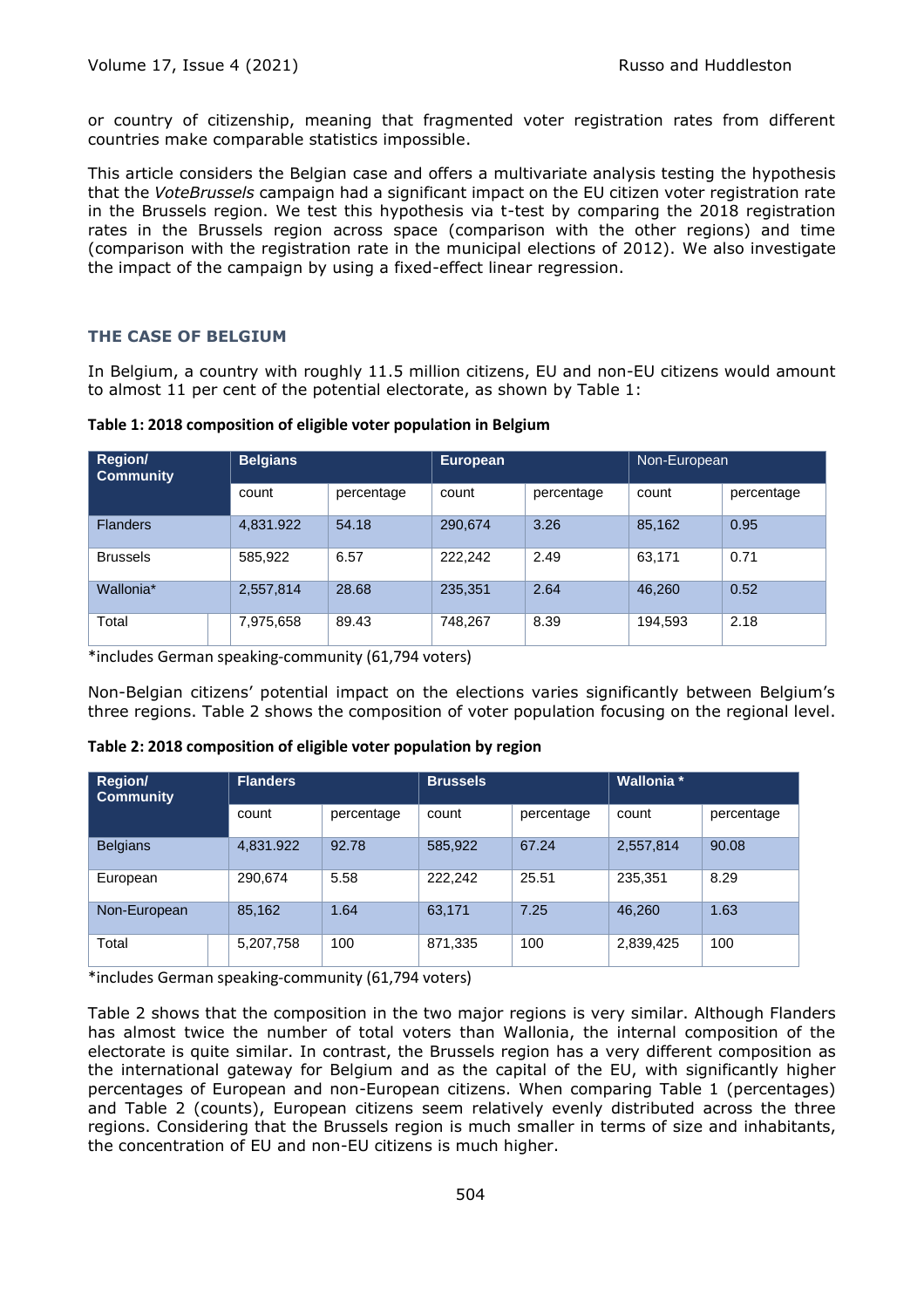or country of citizenship, meaning that fragmented voter registration rates from different countries make comparable statistics impossible.

This article considers the Belgian case and offers a multivariate analysis testing the hypothesis that the *VoteBrussels* campaign had a significant impact on the EU citizen voter registration rate in the Brussels region. We test this hypothesis via t-test by comparing the 2018 registration rates in the Brussels region across space (comparison with the other regions) and time (comparison with the registration rate in the municipal elections of 2012). We also investigate the impact of the campaign by using a fixed-effect linear regression.

## THE CASE OF BELGIUM

In Belgium, a country with roughly 11.5 million citizens, EU and non-EU citizens would amount to almost 11 per cent of the potential electorate, as shown by Table 1:

**Table 1: 2018 composition of eligible voter population in Belgium**

| Region/ Community | Belgians | | European | | Non-European | |
|---|---|---|---|---|---|---|
| | count | percentage | count | percentage | count | percentage |
| Flanders | 4,831.922 | 54.18 | 290,674 | 3.26 | 85,162 | 0.95 |
| Brussels | 585,922 | 6.57 | 222,242 | 2.49 | 63,171 | 0.71 |
| Wallonia* | 2,557,814 | 28.68 | 235,351 | 2.64 | 46,260 | 0.52 |
| Total | 7,975,658 | 89.43 | 748,267 | 8.39 | 194,593 | 2.18 |

*includes German speaking-community (61,794 voters)

Non-Belgian citizens' potential impact on the elections varies significantly between Belgium's three regions. Table 2 shows the composition of voter population focusing on the regional level.

**Table 2: 2018 composition of eligible voter population by region**

| Region/ Community | Flanders | | Brussels | | Wallonia * | |
|---|---|---|---|---|---|---|
| | count | percentage | count | percentage | count | percentage |
| Belgians | 4,831.922 | 92.78 | 585,922 | 67.24 | 2,557,814 | 90.08 |
| European | 290,674 | 5.58 | 222,242 | 25.51 | 235,351 | 8.29 |
| Non-European | 85,162 | 1.64 | 63,171 | 7.25 | 46,260 | 1.63 |
| Total | 5,207,758 | 100 | 871,335 | 100 | 2,839,425 | 100 |

*includes German speaking-community (61,794 voters)

Table 2 shows that the composition in the two major regions is very similar. Although Flanders has almost twice the number of total voters than Wallonia, the internal composition of the electorate is quite similar. In contrast, the Brussels region has a very different composition as the international gateway for Belgium and as the capital of the EU, with significantly higher percentages of European and non-European citizens. When comparing Table 1 (percentages) and Table 2 (counts), European citizens seem relatively evenly distributed across the three regions. Considering that the Brussels region is much smaller in terms of size and inhabitants, the concentration of EU and non-EU citizens is much higher.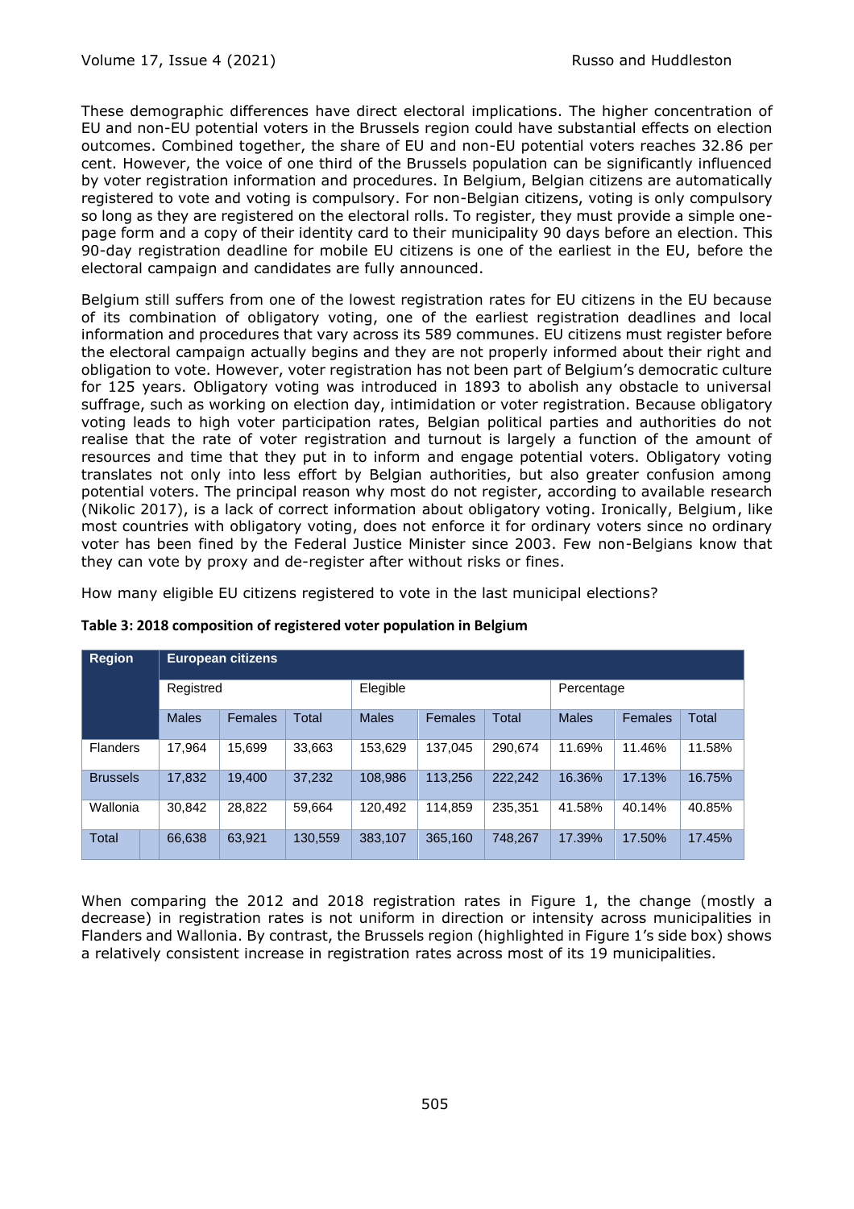These demographic differences have direct electoral implications. The higher concentration of EU and non-EU potential voters in the Brussels region could have substantial effects on election outcomes. Combined together, the share of EU and non-EU potential voters reaches 32.86 per cent. However, the voice of one third of the Brussels population can be significantly influenced by voter registration information and procedures. In Belgium, Belgian citizens are automatically registered to vote and voting is compulsory. For non-Belgian citizens, voting is only compulsory so long as they are registered on the electoral rolls. To register, they must provide a simple one-page form and a copy of their identity card to their municipality 90 days before an election. This 90-day registration deadline for mobile EU citizens is one of the earliest in the EU, before the electoral campaign and candidates are fully announced.

Belgium still suffers from one of the lowest registration rates for EU citizens in the EU because of its combination of obligatory voting, one of the earliest registration deadlines and local information and procedures that vary across its 589 communes. EU citizens must register before the electoral campaign actually begins and they are not properly informed about their right and obligation to vote. However, voter registration has not been part of Belgium's democratic culture for 125 years. Obligatory voting was introduced in 1893 to abolish any obstacle to universal suffrage, such as working on election day, intimidation or voter registration. Because obligatory voting leads to high voter participation rates, Belgian political parties and authorities do not realise that the rate of voter registration and turnout is largely a function of the amount of resources and time that they put in to inform and engage potential voters. Obligatory voting translates not only into less effort by Belgian authorities, but also greater confusion among potential voters. The principal reason why most do not register, according to available research (Nikolic 2017), is a lack of correct information about obligatory voting. Ironically, Belgium, like most countries with obligatory voting, does not enforce it for ordinary voters since no ordinary voter has been fined by the Federal Justice Minister since 2003. Few non-Belgians know that they can vote by proxy and de-register after without risks or fines.

How many eligible EU citizens registered to vote in the last municipal elections?

**Table 3: 2018 composition of registered voter population in Belgium**

| Region | European citizens | | | | | | | | |
|---|---|---|---|---|---|---|---|---|---|
| | Registred | | | Elegible | | | Percentage | | |
| | Males | Females | Total | Males | Females | Total | Males | Females | Total |
| Flanders | 17,964 | 15,699 | 33,663 | 153,629 | 137,045 | 290,674 | 11.69% | 11.46% | 11.58% |
| Brussels | 17,832 | 19,400 | 37,232 | 108,986 | 113,256 | 222,242 | 16.36% | 17.13% | 16.75% |
| Wallonia | 30,842 | 28,822 | 59,664 | 120,492 | 114,859 | 235,351 | 41.58% | 40.14% | 40.85% |
| Total | 66,638 | 63,921 | 130,559 | 383,107 | 365,160 | 748,267 | 17.39% | 17.50% | 17.45% |

When comparing the 2012 and 2018 registration rates in Figure 1, the change (mostly a decrease) in registration rates is not uniform in direction or intensity across municipalities in Flanders and Wallonia. By contrast, the Brussels region (highlighted in Figure 1's side box) shows a relatively consistent increase in registration rates across most of its 19 municipalities.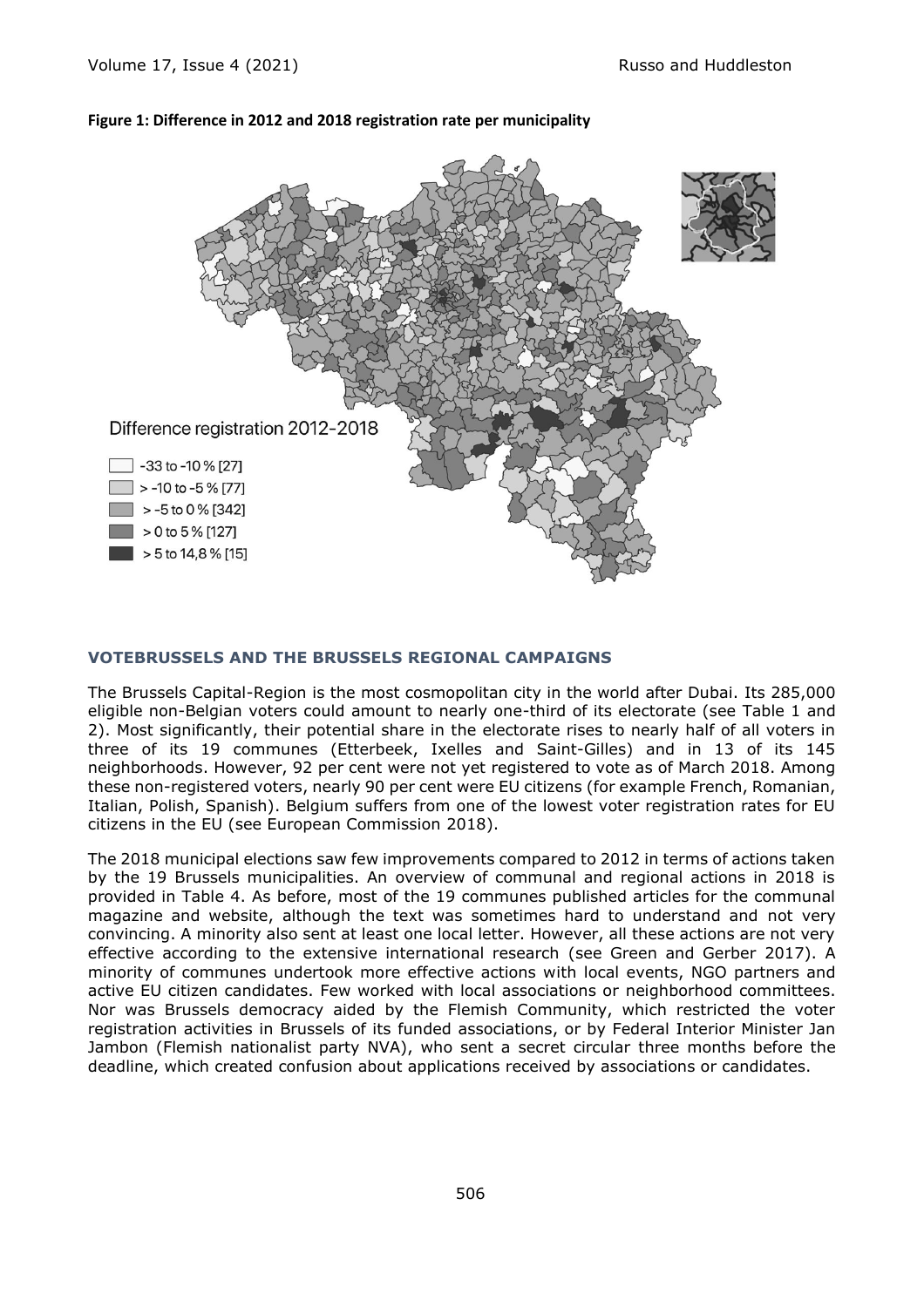**Figure 1: Difference in 2012 and 2018 registration rate per municipality**

Difference registration 2012-2018

- -33 to -10 % [27]
- > -10 to -5 % [77]
- > -5 to 0 % [342]
- > 0 to 5 % [127]
- > 5 to 14,8 % [15]

## VOTEBRUSSELS AND THE BRUSSELS REGIONAL CAMPAIGNS

The Brussels Capital-Region is the most cosmopolitan city in the world after Dubai. Its 285,000 eligible non-Belgian voters could amount to nearly one-third of its electorate (see Table 1 and 2). Most significantly, their potential share in the electorate rises to nearly half of all voters in three of its 19 communes (Etterbeek, Ixelles and Saint-Gilles) and in 13 of its 145 neighborhoods. However, 92 per cent were not yet registered to vote as of March 2018. Among these non-registered voters, nearly 90 per cent were EU citizens (for example French, Romanian, Italian, Polish, Spanish). Belgium suffers from one of the lowest voter registration rates for EU citizens in the EU (see European Commission 2018).

The 2018 municipal elections saw few improvements compared to 2012 in terms of actions taken by the 19 Brussels municipalities. An overview of communal and regional actions in 2018 is provided in Table 4. As before, most of the 19 communes published articles for the communal magazine and website, although the text was sometimes hard to understand and not very convincing. A minority also sent at least one local letter. However, all these actions are not very effective according to the extensive international research (see Green and Gerber 2017). A minority of communes undertook more effective actions with local events, NGO partners and active EU citizen candidates. Few worked with local associations or neighborhood committees. Nor was Brussels democracy aided by the Flemish Community, which restricted the voter registration activities in Brussels of its funded associations, or by Federal Interior Minister Jan Jambon (Flemish nationalist party NVA), who sent a secret circular three months before the deadline, which created confusion about applications received by associations or candidates.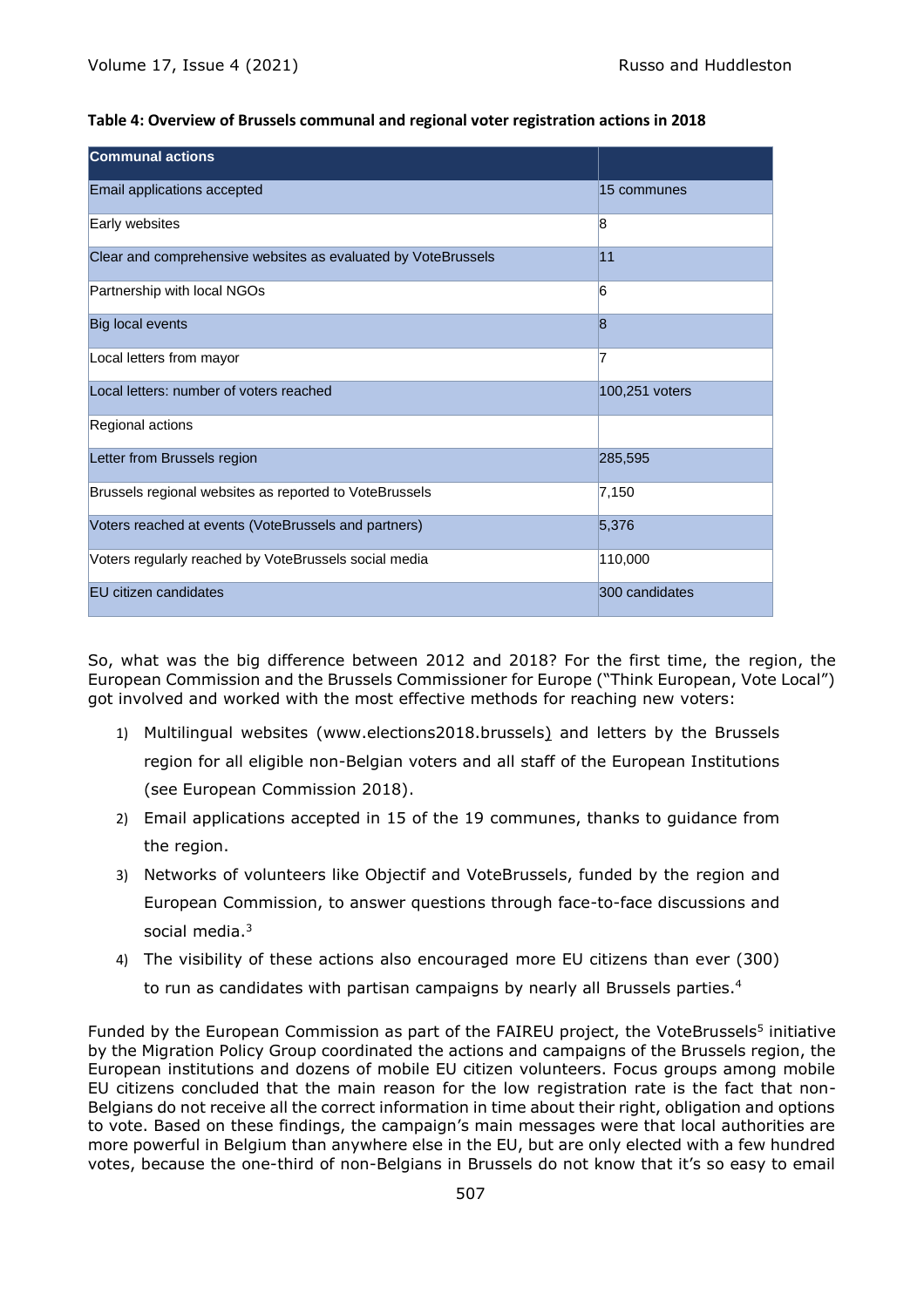**Table 4: Overview of Brussels communal and regional voter registration actions in 2018**

| Communal actions | |
|---|---|
| Email applications accepted | 15 communes |
| Early websites | 8 |
| Clear and comprehensive websites as evaluated by VoteBrussels | 11 |
| Partnership with local NGOs | 6 |
| Big local events | 8 |
| Local letters from mayor | 7 |
| Local letters: number of voters reached | 100,251 voters |
| Regional actions | |
| Letter from Brussels region | 285,595 |
| Brussels regional websites as reported to VoteBrussels | 7,150 |
| Voters reached at events (VoteBrussels and partners) | 5,376 |
| Voters regularly reached by VoteBrussels social media | 110,000 |
| EU citizen candidates | 300 candidates |

So, what was the big difference between 2012 and 2018? For the first time, the region, the European Commission and the Brussels Commissioner for Europe ("Think European, Vote Local") got involved and worked with the most effective methods for reaching new voters:

1) Multilingual websites (www.elections2018.brussels) and letters by the Brussels region for all eligible non-Belgian voters and all staff of the European Institutions (see European Commission 2018).
2) Email applications accepted in 15 of the 19 communes, thanks to guidance from the region.
3) Networks of volunteers like Objectif and VoteBrussels, funded by the region and European Commission, to answer questions through face-to-face discussions and social media.[3]
4) The visibility of these actions also encouraged more EU citizens than ever (300) to run as candidates with partisan campaigns by nearly all Brussels parties.[4]

Funded by the European Commission as part of the FAIREU project, the VoteBrussels[5] initiative by the Migration Policy Group coordinated the actions and campaigns of the Brussels region, the European institutions and dozens of mobile EU citizen volunteers. Focus groups among mobile EU citizens concluded that the main reason for the low registration rate is the fact that non-Belgians do not receive all the correct information in time about their right, obligation and options to vote. Based on these findings, the campaign's main messages were that local authorities are more powerful in Belgium than anywhere else in the EU, but are only elected with a few hundred votes, because the one-third of non-Belgians in Brussels do not know that it's so easy to email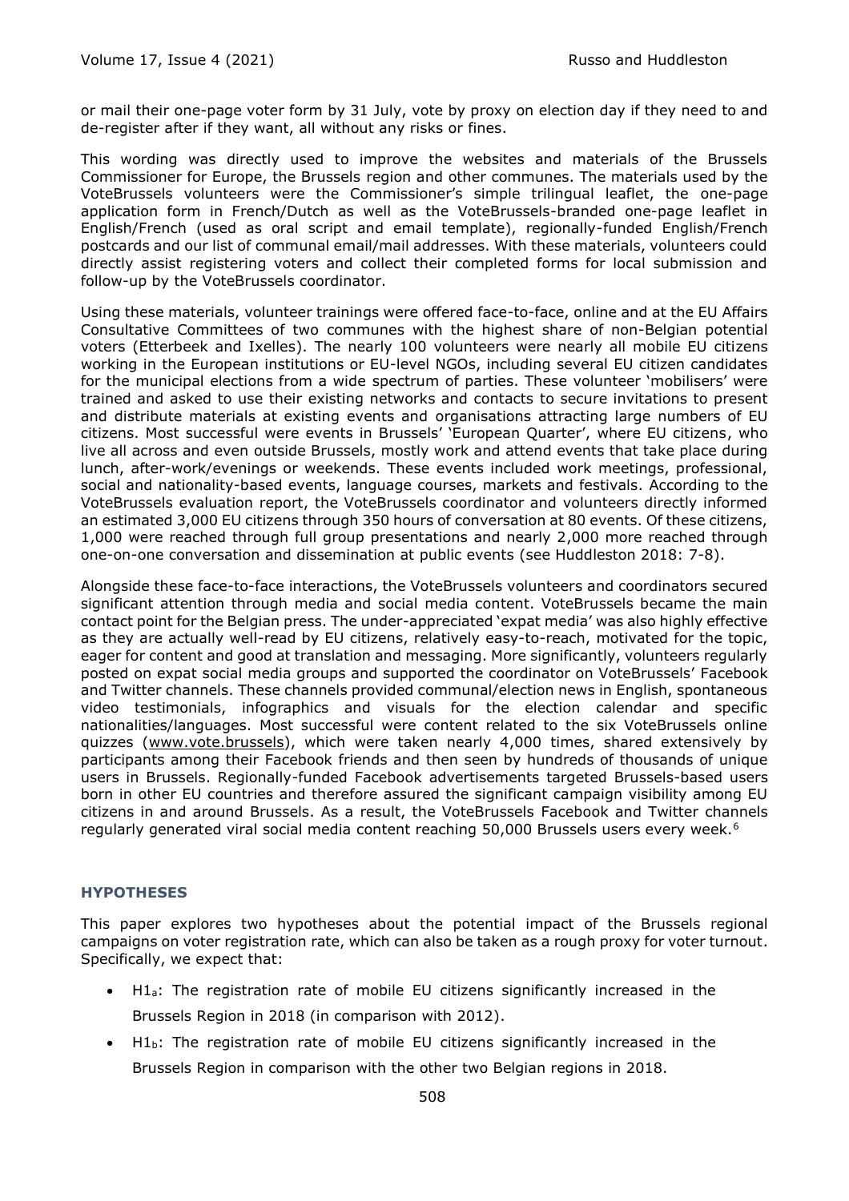or mail their one-page voter form by 31 July, vote by proxy on election day if they need to and de-register after if they want, all without any risks or fines.

This wording was directly used to improve the websites and materials of the Brussels Commissioner for Europe, the Brussels region and other communes. The materials used by the VoteBrussels volunteers were the Commissioner's simple trilingual leaflet, the one-page application form in French/Dutch as well as the VoteBrussels-branded one-page leaflet in English/French (used as oral script and email template), regionally-funded English/French postcards and our list of communal email/mail addresses. With these materials, volunteers could directly assist registering voters and collect their completed forms for local submission and follow-up by the VoteBrussels coordinator.

Using these materials, volunteer trainings were offered face-to-face, online and at the EU Affairs Consultative Committees of two communes with the highest share of non-Belgian potential voters (Etterbeek and Ixelles). The nearly 100 volunteers were nearly all mobile EU citizens working in the European institutions or EU-level NGOs, including several EU citizen candidates for the municipal elections from a wide spectrum of parties. These volunteer 'mobilisers' were trained and asked to use their existing networks and contacts to secure invitations to present and distribute materials at existing events and organisations attracting large numbers of EU citizens. Most successful were events in Brussels' 'European Quarter', where EU citizens, who live all across and even outside Brussels, mostly work and attend events that take place during lunch, after-work/evenings or weekends. These events included work meetings, professional, social and nationality-based events, language courses, markets and festivals. According to the VoteBrussels evaluation report, the VoteBrussels coordinator and volunteers directly informed an estimated 3,000 EU citizens through 350 hours of conversation at 80 events. Of these citizens, 1,000 were reached through full group presentations and nearly 2,000 more reached through one-on-one conversation and dissemination at public events (see Huddleston 2018: 7-8).

Alongside these face-to-face interactions, the VoteBrussels volunteers and coordinators secured significant attention through media and social media content. VoteBrussels became the main contact point for the Belgian press. The under-appreciated 'expat media' was also highly effective as they are actually well-read by EU citizens, relatively easy-to-reach, motivated for the topic, eager for content and good at translation and messaging. More significantly, volunteers regularly posted on expat social media groups and supported the coordinator on VoteBrussels' Facebook and Twitter channels. These channels provided communal/election news in English, spontaneous video testimonials, infographics and visuals for the election calendar and specific nationalities/languages. Most successful were content related to the six VoteBrussels online quizzes (www.vote.brussels), which were taken nearly 4,000 times, shared extensively by participants among their Facebook friends and then seen by hundreds of thousands of unique users in Brussels. Regionally-funded Facebook advertisements targeted Brussels-based users born in other EU countries and therefore assured the significant campaign visibility among EU citizens in and around Brussels. As a result, the VoteBrussels Facebook and Twitter channels regularly generated viral social media content reaching 50,000 Brussels users every week.[6]

## HYPOTHESES

This paper explores two hypotheses about the potential impact of the Brussels regional campaigns on voter registration rate, which can also be taken as a rough proxy for voter turnout. Specifically, we expect that:

- $H1_a$: The registration rate of mobile EU citizens significantly increased in the Brussels Region in 2018 (in comparison with 2012).
- $H1_b$: The registration rate of mobile EU citizens significantly increased in the Brussels Region in comparison with the other two Belgian regions in 2018.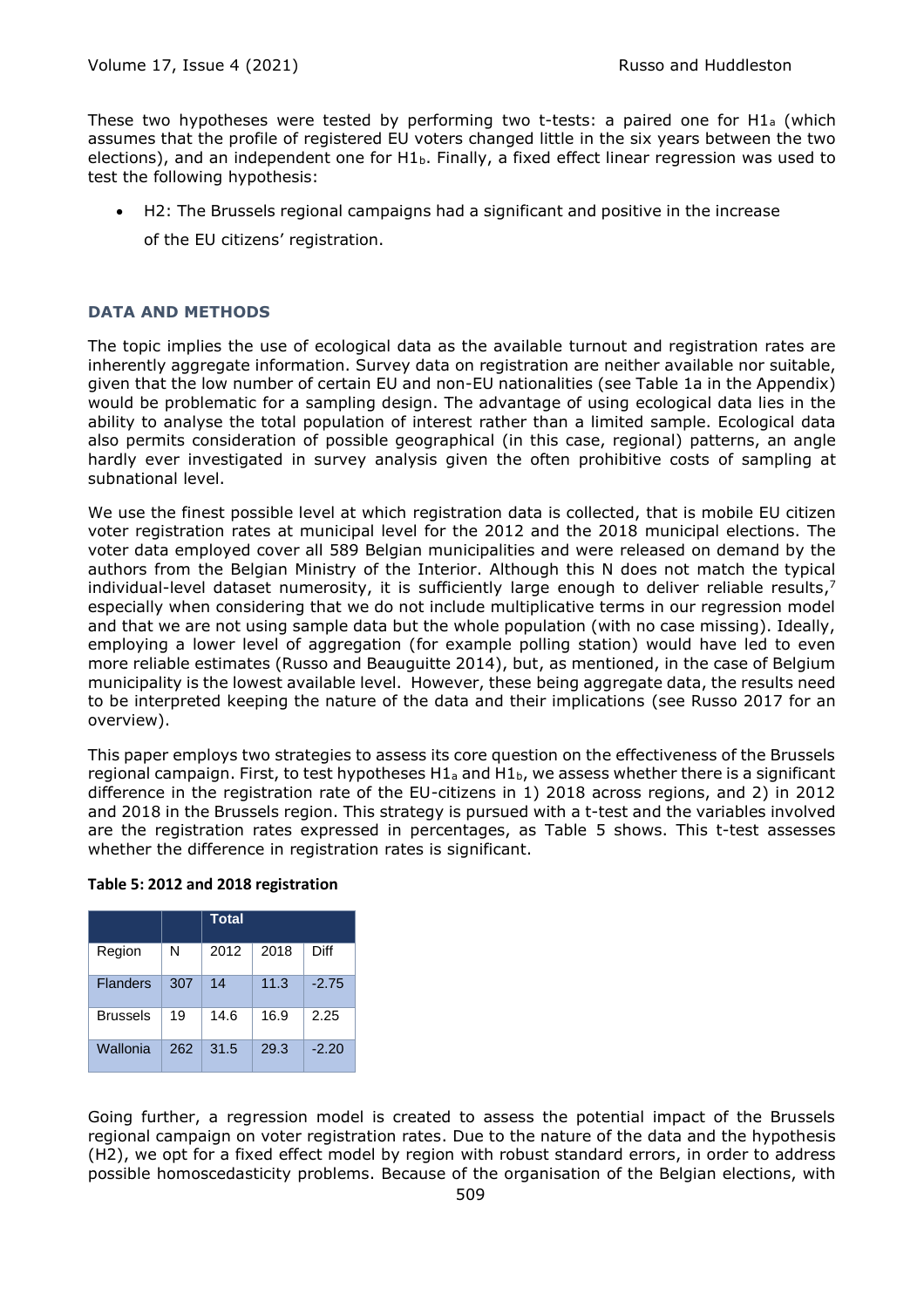These two hypotheses were tested by performing two t-tests: a paired one for $H1_a$ (which assumes that the profile of registered EU voters changed little in the six years between the two elections), and an independent one for $H1_b$. Finally, a fixed effect linear regression was used to test the following hypothesis:

- H2: The Brussels regional campaigns had a significant and positive in the increase of the EU citizens' registration.

### DATA AND METHODS

The topic implies the use of ecological data as the available turnout and registration rates are inherently aggregate information. Survey data on registration are neither available nor suitable, given that the low number of certain EU and non-EU nationalities (see Table 1a in the Appendix) would be problematic for a sampling design. The advantage of using ecological data lies in the ability to analyse the total population of interest rather than a limited sample. Ecological data also permits consideration of possible geographical (in this case, regional) patterns, an angle hardly ever investigated in survey analysis given the often prohibitive costs of sampling at subnational level.

We use the finest possible level at which registration data is collected, that is mobile EU citizen voter registration rates at municipal level for the 2012 and the 2018 municipal elections. The voter data employed cover all 589 Belgian municipalities and were released on demand by the authors from the Belgian Ministry of the Interior. Although this N does not match the typical individual-level dataset numerosity, it is sufficiently large enough to deliver reliable results,[7] especially when considering that we do not include multiplicative terms in our regression model and that we are not using sample data but the whole population (with no case missing). Ideally, employing a lower level of aggregation (for example polling station) would have led to even more reliable estimates (Russo and Beauguitte 2014), but, as mentioned, in the case of Belgium municipality is the lowest available level. However, these being aggregate data, the results need to be interpreted keeping the nature of the data and their implications (see Russo 2017 for an overview).

This paper employs two strategies to assess its core question on the effectiveness of the Brussels regional campaign. First, to test hypotheses $H1_a$ and $H1_b$, we assess whether there is a significant difference in the registration rate of the EU-citizens in 1) 2018 across regions, and 2) in 2012 and 2018 in the Brussels region. This strategy is pursued with a t-test and the variables involved are the registration rates expressed in percentages, as Table 5 shows. This t-test assesses whether the difference in registration rates is significant.

**Table 5: 2012 and 2018 registration**

| | | Total | | |
|---|---|---|---|---|
| Region | N | 2012 | 2018 | Diff |
| Flanders | 307 | 14 | 11.3 | -2.75 |
| Brussels | 19 | 14.6 | 16.9 | 2.25 |
| Wallonia | 262 | 31.5 | 29.3 | -2.20 |

Going further, a regression model is created to assess the potential impact of the Brussels regional campaign on voter registration rates. Due to the nature of the data and the hypothesis (H2), we opt for a fixed effect model by region with robust standard errors, in order to address possible homoscedasticity problems. Because of the organisation of the Belgian elections, with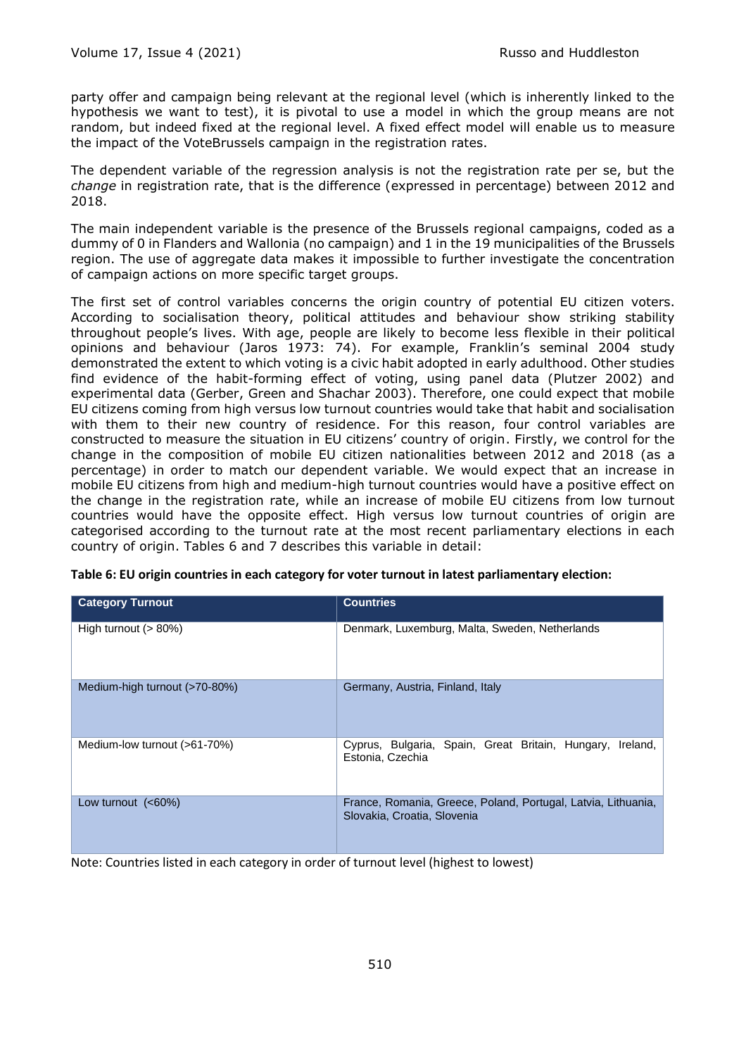party offer and campaign being relevant at the regional level (which is inherently linked to the hypothesis we want to test), it is pivotal to use a model in which the group means are not random, but indeed fixed at the regional level. A fixed effect model will enable us to measure the impact of the VoteBrussels campaign in the registration rates.

The dependent variable of the regression analysis is not the registration rate per se, but the *change* in registration rate, that is the difference (expressed in percentage) between 2012 and 2018.

The main independent variable is the presence of the Brussels regional campaigns, coded as a dummy of 0 in Flanders and Wallonia (no campaign) and 1 in the 19 municipalities of the Brussels region. The use of aggregate data makes it impossible to further investigate the concentration of campaign actions on more specific target groups.

The first set of control variables concerns the origin country of potential EU citizen voters. According to socialisation theory, political attitudes and behaviour show striking stability throughout people's lives. With age, people are likely to become less flexible in their political opinions and behaviour (Jaros 1973: 74). For example, Franklin's seminal 2004 study demonstrated the extent to which voting is a civic habit adopted in early adulthood. Other studies find evidence of the habit-forming effect of voting, using panel data (Plutzer 2002) and experimental data (Gerber, Green and Shachar 2003). Therefore, one could expect that mobile EU citizens coming from high versus low turnout countries would take that habit and socialisation with them to their new country of residence. For this reason, four control variables are constructed to measure the situation in EU citizens' country of origin. Firstly, we control for the change in the composition of mobile EU citizen nationalities between 2012 and 2018 (as a percentage) in order to match our dependent variable. We would expect that an increase in mobile EU citizens from high and medium-high turnout countries would have a positive effect on the change in the registration rate, while an increase of mobile EU citizens from low turnout countries would have the opposite effect. High versus low turnout countries of origin are categorised according to the turnout rate at the most recent parliamentary elections in each country of origin. Tables 6 and 7 describes this variable in detail:

**Table 6: EU origin countries in each category for voter turnout in latest parliamentary election:**

| Category Turnout | Countries |
|---|---|
| High turnout (> 80%) | Denmark, Luxemburg, Malta, Sweden, Netherlands |
| Medium-high turnout (>70-80%) | Germany, Austria, Finland, Italy |
| Medium-low turnout (>61-70%) | Cyprus, Bulgaria, Spain, Great Britain, Hungary, Ireland, Estonia, Czechia |
| Low turnout (<60%) | France, Romania, Greece, Poland, Portugal, Latvia, Lithuania, Slovakia, Croatia, Slovenia |

Note: Countries listed in each category in order of turnout level (highest to lowest)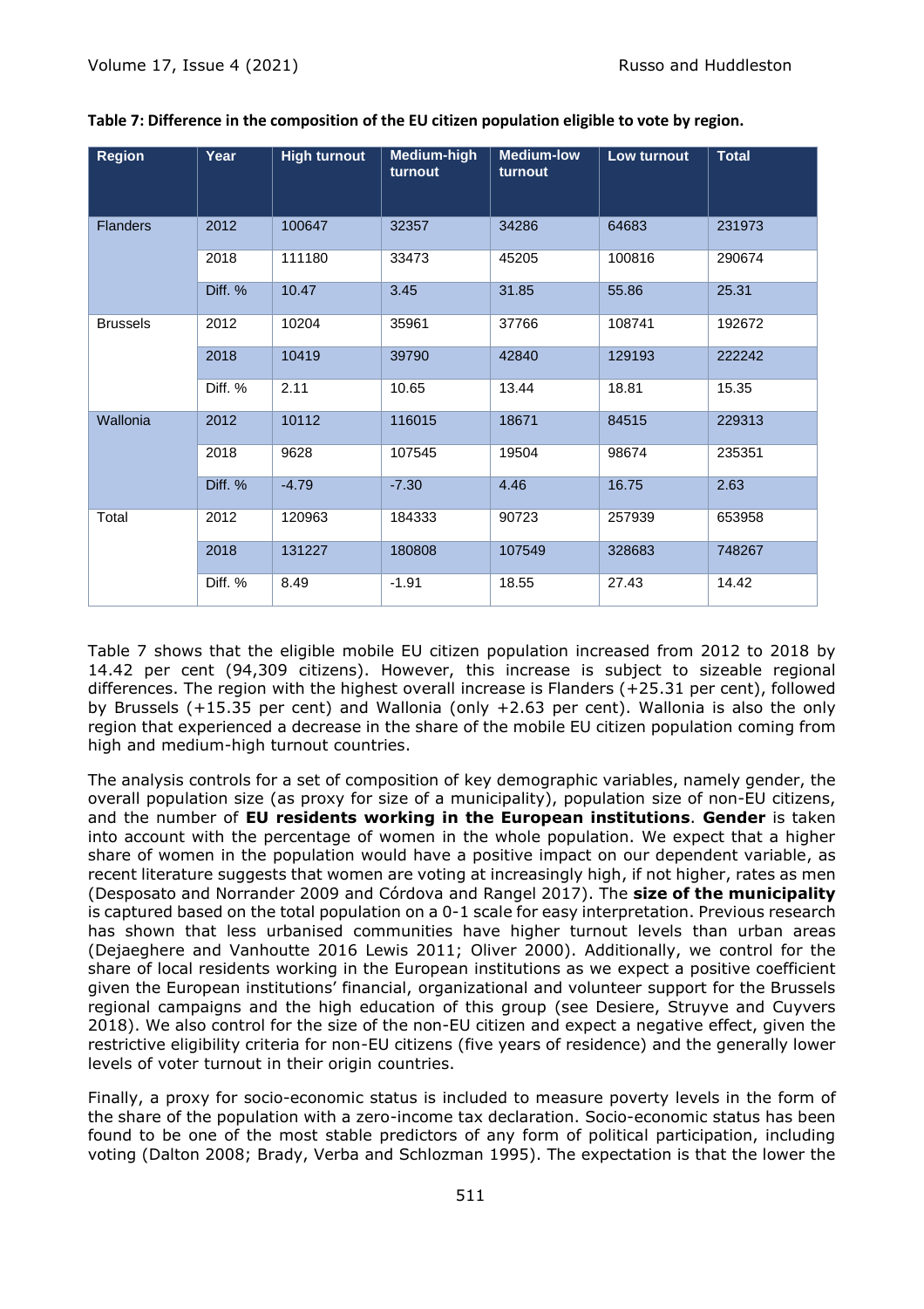**Table 7: Difference in the composition of the EU citizen population eligible to vote by region.**

| Region | Year | High turnout | Medium-high turnout | Medium-low turnout | Low turnout | Total |
|---|---|---|---|---|---|---|
| Flanders | 2012 | 100647 | 32357 | 34286 | 64683 | 231973 |
| | 2018 | 111180 | 33473 | 45205 | 100816 | 290674 |
| | Diff. % | 10.47 | 3.45 | 31.85 | 55.86 | 25.31 |
| Brussels | 2012 | 10204 | 35961 | 37766 | 108741 | 192672 |
| | 2018 | 10419 | 39790 | 42840 | 129193 | 222242 |
| | Diff. % | 2.11 | 10.65 | 13.44 | 18.81 | 15.35 |
| Wallonia | 2012 | 10112 | 116015 | 18671 | 84515 | 229313 |
| | 2018 | 9628 | 107545 | 19504 | 98674 | 235351 |
| | Diff. % | -4.79 | -7.30 | 4.46 | 16.75 | 2.63 |
| Total | 2012 | 120963 | 184333 | 90723 | 257939 | 653958 |
| | 2018 | 131227 | 180808 | 107549 | 328683 | 748267 |
| | Diff. % | 8.49 | -1.91 | 18.55 | 27.43 | 14.42 |

Table 7 shows that the eligible mobile EU citizen population increased from 2012 to 2018 by 14.42 per cent (94,309 citizens). However, this increase is subject to sizeable regional differences. The region with the highest overall increase is Flanders (+25.31 per cent), followed by Brussels (+15.35 per cent) and Wallonia (only +2.63 per cent). Wallonia is also the only region that experienced a decrease in the share of the mobile EU citizen population coming from high and medium-high turnout countries.

The analysis controls for a set of composition of key demographic variables, namely gender, the overall population size (as proxy for size of a municipality), population size of non-EU citizens, and the number of **EU residents working in the European institutions**. **Gender** is taken into account with the percentage of women in the whole population. We expect that a higher share of women in the population would have a positive impact on our dependent variable, as recent literature suggests that women are voting at increasingly high, if not higher, rates as men (Desposato and Norrander 2009 and Córdova and Rangel 2017). The **size of the municipality** is captured based on the total population on a 0-1 scale for easy interpretation. Previous research has shown that less urbanised communities have higher turnout levels than urban areas (Dejaeghere and Vanhoutte 2016 Lewis 2011; Oliver 2000). Additionally, we control for the share of local residents working in the European institutions as we expect a positive coefficient given the European institutions' financial, organizational and volunteer support for the Brussels regional campaigns and the high education of this group (see Desiere, Struyve and Cuyvers 2018). We also control for the size of the non-EU citizen and expect a negative effect, given the restrictive eligibility criteria for non-EU citizens (five years of residence) and the generally lower levels of voter turnout in their origin countries.

Finally, a proxy for socio-economic status is included to measure poverty levels in the form of the share of the population with a zero-income tax declaration. Socio-economic status has been found to be one of the most stable predictors of any form of political participation, including voting (Dalton 2008; Brady, Verba and Schlozman 1995). The expectation is that the lower the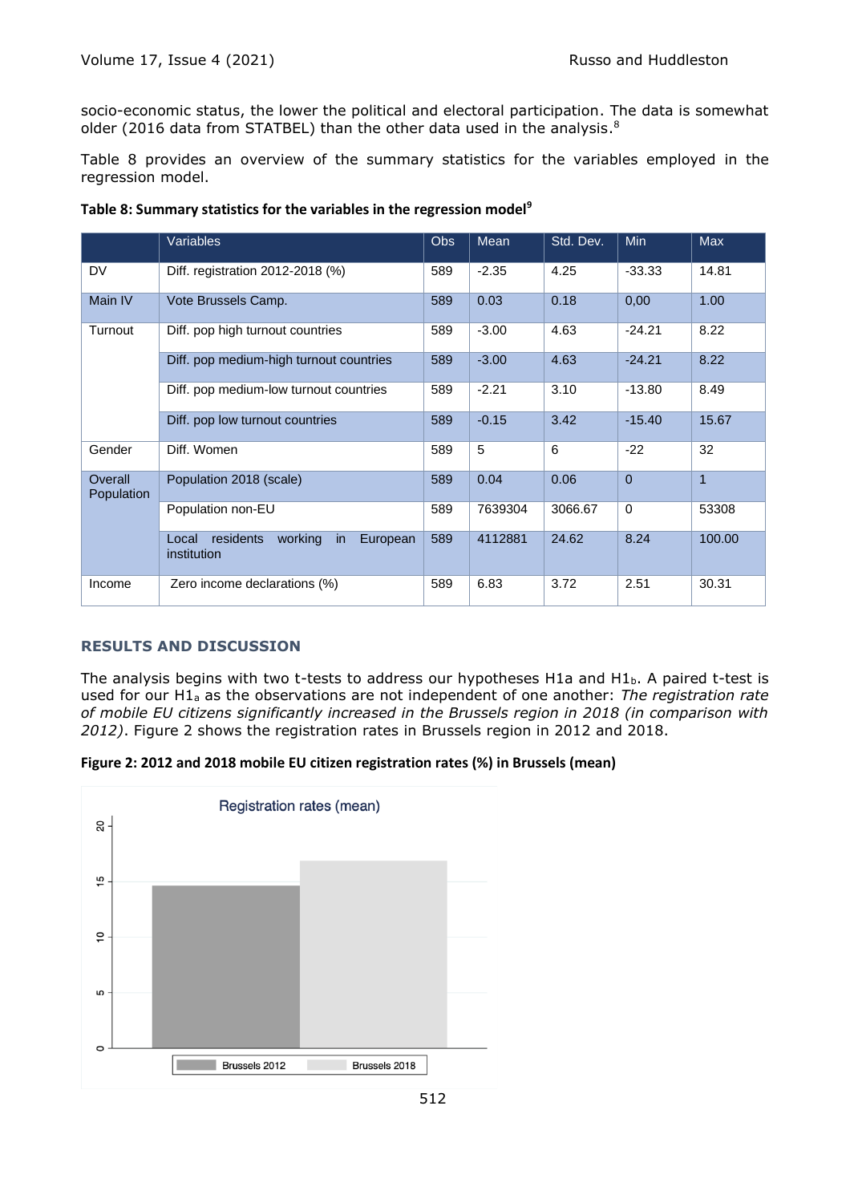socio-economic status, the lower the political and electoral participation. The data is somewhat older (2016 data from STATBEL) than the other data used in the analysis.[8]

Table 8 provides an overview of the summary statistics for the variables employed in the regression model.

**Table 8: Summary statistics for the variables in the regression model[9]**

| | Variables | Obs | Mean | Std. Dev. | Min | Max |
|---|---|---|---|---|---|---|
| DV | Diff. registration 2012-2018 (%) | 589 | -2.35 | 4.25 | -33.33 | 14.81 |
| Main IV | Vote Brussels Camp. | 589 | 0.03 | 0.18 | 0,00 | 1.00 |
| Turnout | Diff. pop high turnout countries | 589 | -3.00 | 4.63 | -24.21 | 8.22 |
| | Diff. pop medium-high turnout countries | 589 | -3.00 | 4.63 | -24.21 | 8.22 |
| | Diff. pop medium-low turnout countries | 589 | -2.21 | 3.10 | -13.80 | 8.49 |
| | Diff. pop low turnout countries | 589 | -0.15 | 3.42 | -15.40 | 15.67 |
| Gender | Diff. Women | 589 | 5 | 6 | -22 | 32 |
| Overall Population | Population 2018 (scale) | 589 | 0.04 | 0.06 | 0 | 1 |
| | Population non-EU | 589 | 7639304 | 3066.67 | 0 | 53308 |
| | Local residents working in European institution | 589 | 4112881 | 24.62 | 8.24 | 100.00 |
| Income | Zero income declarations (%) | 589 | 6.83 | 3.72 | 2.51 | 30.31 |

## RESULTS AND DISCUSSION

The analysis begins with two t-tests to address our hypotheses H1a and $H1_b$. A paired t-test is used for our $H1_a$ as the observations are not independent of one another: *The registration rate of mobile EU citizens significantly increased in the Brussels region in 2018 (in comparison with 2012)*. Figure 2 shows the registration rates in Brussels region in 2012 and 2018.

**Figure 2: 2012 and 2018 mobile EU citizen registration rates (%) in Brussels (mean)**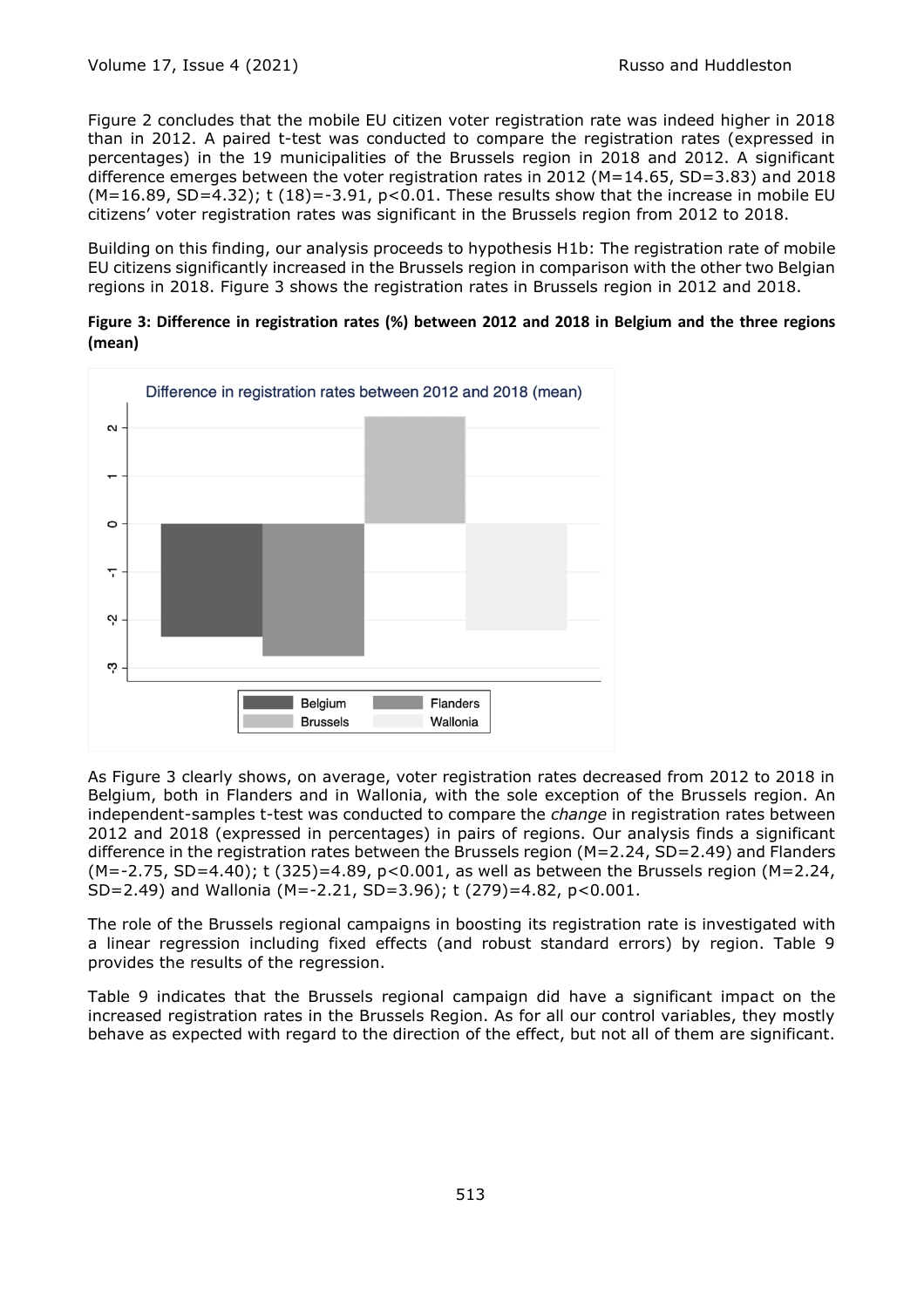Figure 2 concludes that the mobile EU citizen voter registration rate was indeed higher in 2018 than in 2012. A paired t-test was conducted to compare the registration rates (expressed in percentages) in the 19 municipalities of the Brussels region in 2018 and 2012. A significant difference emerges between the voter registration rates in 2012 (M=14.65, SD=3.83) and 2018 (M=16.89, SD=4.32); $t(18)=-3.91$, $p<0.01$. These results show that the increase in mobile EU citizens' voter registration rates was significant in the Brussels region from 2012 to 2018.

Building on this finding, our analysis proceeds to hypothesis H1b: The registration rate of mobile EU citizens significantly increased in the Brussels region in comparison with the other two Belgian regions in 2018. Figure 3 shows the registration rates in Brussels region in 2012 and 2018.

**Figure 3: Difference in registration rates (%) between 2012 and 2018 in Belgium and the three regions (mean)**

As Figure 3 clearly shows, on average, voter registration rates decreased from 2012 to 2018 in Belgium, both in Flanders and in Wallonia, with the sole exception of the Brussels region. An independent-samples t-test was conducted to compare the *change* in registration rates between 2012 and 2018 (expressed in percentages) in pairs of regions. Our analysis finds a significant difference in the registration rates between the Brussels region (M=2.24, SD=2.49) and Flanders (M=-2.75, SD=4.40); $t(325)=4.89$, $p<0.001$, as well as between the Brussels region (M=2.24, SD=2.49) and Wallonia (M=-2.21, SD=3.96); $t(279)=4.82$, $p<0.001$.

The role of the Brussels regional campaigns in boosting its registration rate is investigated with a linear regression including fixed effects (and robust standard errors) by region. Table 9 provides the results of the regression.

Table 9 indicates that the Brussels regional campaign did have a significant impact on the increased registration rates in the Brussels Region. As for all our control variables, they mostly behave as expected with regard to the direction of the effect, but not all of them are significant.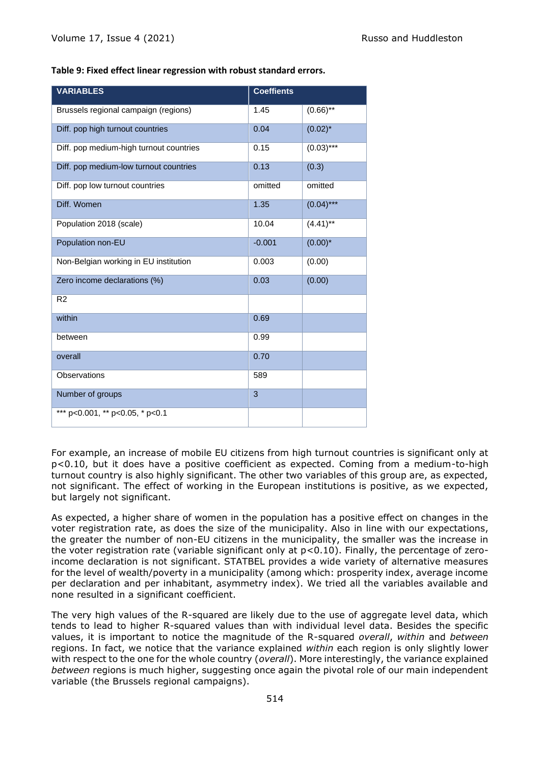**Table 9: Fixed effect linear regression with robust standard errors.**

| VARIABLES | Coeffients | |
|---|---|---|
| Brussels regional campaign (regions) | 1.45 | (0.66)** |
| Diff. pop high turnout countries | 0.04 | (0.02)* |
| Diff. pop medium-high turnout countries | 0.15 | (0.03)*** |
| Diff. pop medium-low turnout countries | 0.13 | (0.3) |
| Diff. pop low turnout countries | omitted | omitted |
| Diff. Women | 1.35 | (0.04)*** |
| Population 2018 (scale) | 10.04 | (4.41)** |
| Population non-EU | -0.001 | (0.00)* |
| Non-Belgian working in EU institution | 0.003 | (0.00) |
| Zero income declarations (%) | 0.03 | (0.00) |
| R2 | | |
| within | 0.69 | |
| between | 0.99 | |
| overall | 0.70 | |
| Observations | 589 | |
| Number of groups | 3 | |
| *** p<0.001, ** p<0.05, * p<0.1 | | |

For example, an increase of mobile EU citizens from high turnout countries is significant only at $p<0.10$, but it does have a positive coefficient as expected. Coming from a medium-to-high turnout country is also highly significant. The other two variables of this group are, as expected, not significant. The effect of working in the European institutions is positive, as we expected, but largely not significant.

As expected, a higher share of women in the population has a positive effect on changes in the voter registration rate, as does the size of the municipality. Also in line with our expectations, the greater the number of non-EU citizens in the municipality, the smaller was the increase in the voter registration rate (variable significant only at $p<0.10$). Finally, the percentage of zero-income declaration is not significant. STATBEL provides a wide variety of alternative measures for the level of wealth/poverty in a municipality (among which: prosperity index, average income per declaration and per inhabitant, asymmetry index). We tried all the variables available and none resulted in a significant coefficient.

The very high values of the R-squared are likely due to the use of aggregate level data, which tends to lead to higher R-squared values than with individual level data. Besides the specific values, it is important to notice the magnitude of the R-squared *overall*, *within* and *between* regions. In fact, we notice that the variance explained *within* each region is only slightly lower with respect to the one for the whole country (*overall*). More interestingly, the variance explained *between* regions is much higher, suggesting once again the pivotal role of our main independent variable (the Brussels regional campaigns).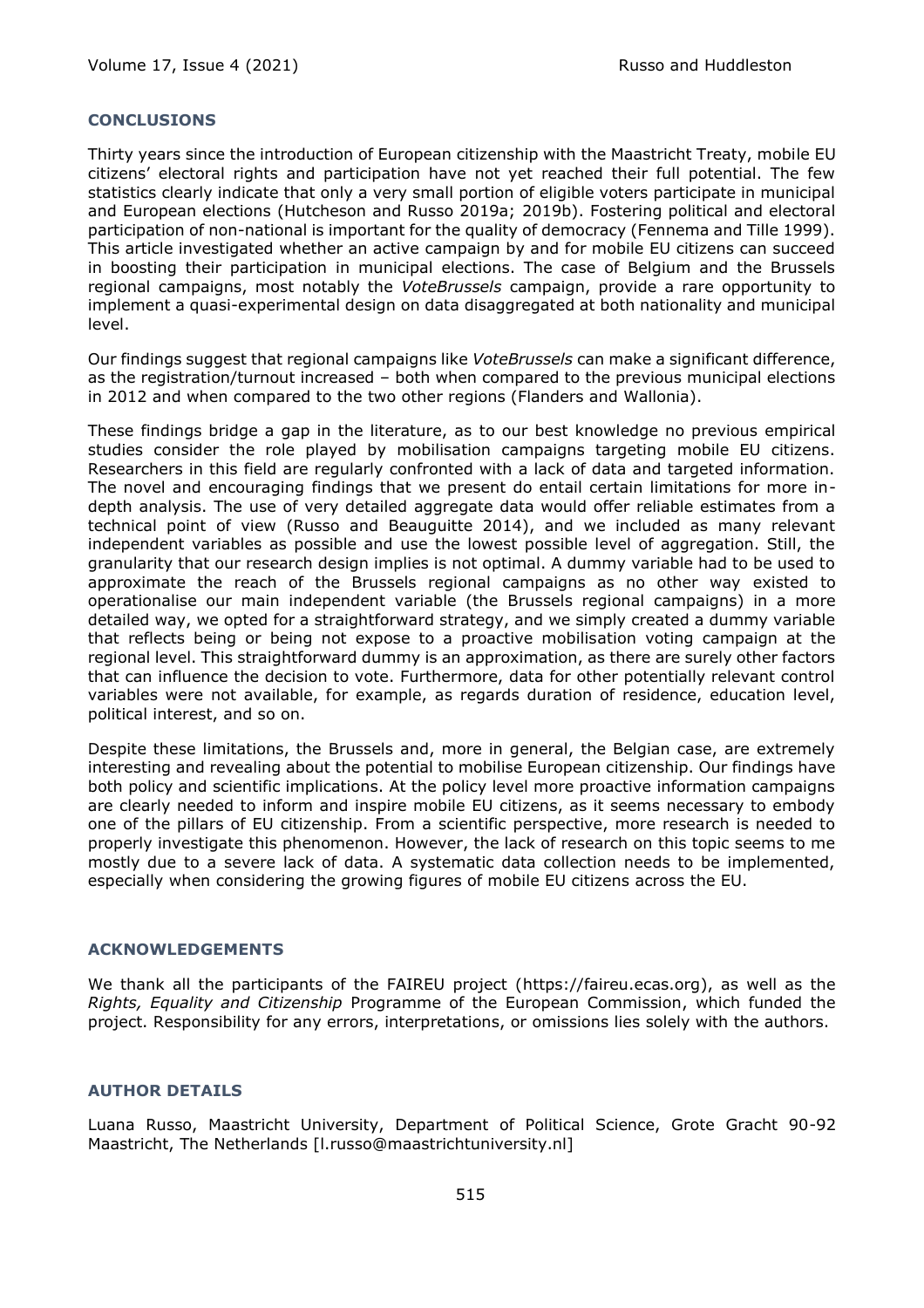## CONCLUSIONS

Thirty years since the introduction of European citizenship with the Maastricht Treaty, mobile EU citizens' electoral rights and participation have not yet reached their full potential. The few statistics clearly indicate that only a very small portion of eligible voters participate in municipal and European elections (Hutcheson and Russo 2019a; 2019b). Fostering political and electoral participation of non-national is important for the quality of democracy (Fennema and Tille 1999). This article investigated whether an active campaign by and for mobile EU citizens can succeed in boosting their participation in municipal elections. The case of Belgium and the Brussels regional campaigns, most notably the *VoteBrussels* campaign, provide a rare opportunity to implement a quasi-experimental design on data disaggregated at both nationality and municipal level.

Our findings suggest that regional campaigns like *VoteBrussels* can make a significant difference, as the registration/turnout increased – both when compared to the previous municipal elections in 2012 and when compared to the two other regions (Flanders and Wallonia).

These findings bridge a gap in the literature, as to our best knowledge no previous empirical studies consider the role played by mobilisation campaigns targeting mobile EU citizens. Researchers in this field are regularly confronted with a lack of data and targeted information. The novel and encouraging findings that we present do entail certain limitations for more in-depth analysis. The use of very detailed aggregate data would offer reliable estimates from a technical point of view (Russo and Beauguitte 2014), and we included as many relevant independent variables as possible and use the lowest possible level of aggregation. Still, the granularity that our research design implies is not optimal. A dummy variable had to be used to approximate the reach of the Brussels regional campaigns as no other way existed to operationalise our main independent variable (the Brussels regional campaigns) in a more detailed way, we opted for a straightforward strategy, and we simply created a dummy variable that reflects being or being not expose to a proactive mobilisation voting campaign at the regional level. This straightforward dummy is an approximation, as there are surely other factors that can influence the decision to vote. Furthermore, data for other potentially relevant control variables were not available, for example, as regards duration of residence, education level, political interest, and so on.

Despite these limitations, the Brussels and, more in general, the Belgian case, are extremely interesting and revealing about the potential to mobilise European citizenship. Our findings have both policy and scientific implications. At the policy level more proactive information campaigns are clearly needed to inform and inspire mobile EU citizens, as it seems necessary to embody one of the pillars of EU citizenship. From a scientific perspective, more research is needed to properly investigate this phenomenon. However, the lack of research on this topic seems to me mostly due to a severe lack of data. A systematic data collection needs to be implemented, especially when considering the growing figures of mobile EU citizens across the EU.

## ACKNOWLEDGEMENTS

We thank all the participants of the FAIREU project (https://faireu.ecas.org), as well as the *Rights, Equality and Citizenship* Programme of the European Commission, which funded the project. Responsibility for any errors, interpretations, or omissions lies solely with the authors.

## AUTHOR DETAILS

Luana Russo, Maastricht University, Department of Political Science, Grote Gracht 90-92 Maastricht, The Netherlands [l.russo@maastrichtuniversity.nl]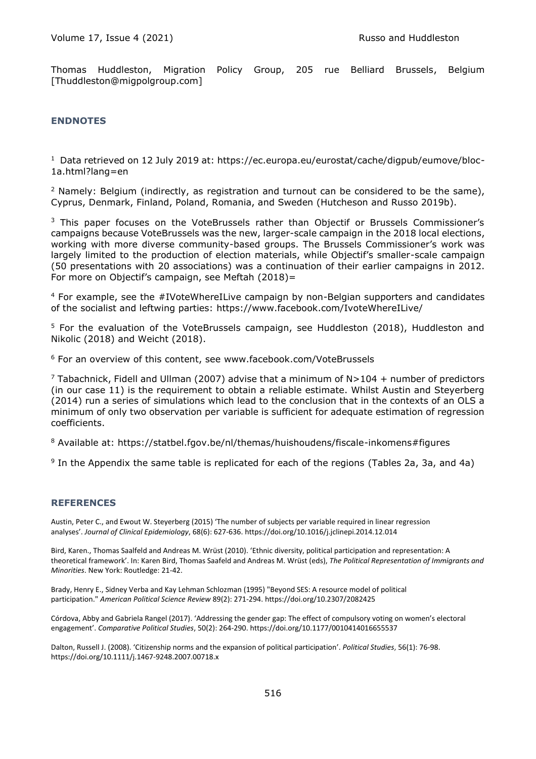Thomas Huddleston, Migration Policy Group, 205 rue Belliard Brussels, Belgium [Thuddleston@migpolgroup.com]

## ENDNOTES

[1] Data retrieved on 12 July 2019 at: https://ec.europa.eu/eurostat/cache/digpub/eumove/bloc-1a.html?lang=en

[2] Namely: Belgium (indirectly, as registration and turnout can be considered to be the same), Cyprus, Denmark, Finland, Poland, Romania, and Sweden (Hutcheson and Russo 2019b).

[3] This paper focuses on the VoteBrussels rather than Objectif or Brussels Commissioner's campaigns because VoteBrussels was the new, larger-scale campaign in the 2018 local elections, working with more diverse community-based groups. The Brussels Commissioner's work was largely limited to the production of election materials, while Objectif's smaller-scale campaign (50 presentations with 20 associations) was a continuation of their earlier campaigns in 2012. For more on Objectif's campaign, see Meftah (2018)=

[4] For example, see the #IVoteWhereILive campaign by non-Belgian supporters and candidates of the socialist and leftwing parties: https://www.facebook.com/IvoteWhereILive/

[5] For the evaluation of the VoteBrussels campaign, see Huddleston (2018), Huddleston and Nikolic (2018) and Weicht (2018).

[6] For an overview of this content, see www.facebook.com/VoteBrussels

[7] Tabachnick, Fidell and Ullman (2007) advise that a minimum of $N>104$ + number of predictors (in our case 11) is the requirement to obtain a reliable estimate. Whilst Austin and Steyerberg (2014) run a series of simulations which lead to the conclusion that in the contexts of an OLS a minimum of only two observation per variable is sufficient for adequate estimation of regression coefficients.

[8] Available at: https://statbel.fgov.be/nl/themas/huishoudens/fiscale-inkomens#figures

[9] In the Appendix the same table is replicated for each of the regions (Tables 2a, 3a, and 4a)

## REFERENCES

Austin, Peter C., and Ewout W. Steyerberg (2015) 'The number of subjects per variable required in linear regression analyses'. *Journal of Clinical Epidemiology*, 68(6): 627-636. https://doi.org/10.1016/j.jclinepi.2014.12.014

Bird, Karen., Thomas Saalfeld and Andreas M. Wrüst (2010). 'Ethnic diversity, political participation and representation: A theoretical framework'. In: Karen Bird, Thomas Saafeld and Andreas M. Wrüst (eds), *The Political Representation of Immigrants and Minorities*. New York: Routledge: 21-42.

Brady, Henry E., Sidney Verba and Kay Lehman Schlozman (1995) "Beyond SES: A resource model of political participation." *American Political Science Review* 89(2): 271-294. https://doi.org/10.2307/2082425

Córdova, Abby and Gabriela Rangel (2017). 'Addressing the gender gap: The effect of compulsory voting on women's electoral engagement'. *Comparative Political Studies*, 50(2): 264-290. https://doi.org/10.1177/0010414016655537

Dalton, Russell J. (2008). 'Citizenship norms and the expansion of political participation'. *Political Studies*, 56(1): 76-98. https://doi.org/10.1111/j.1467-9248.2007.00718.x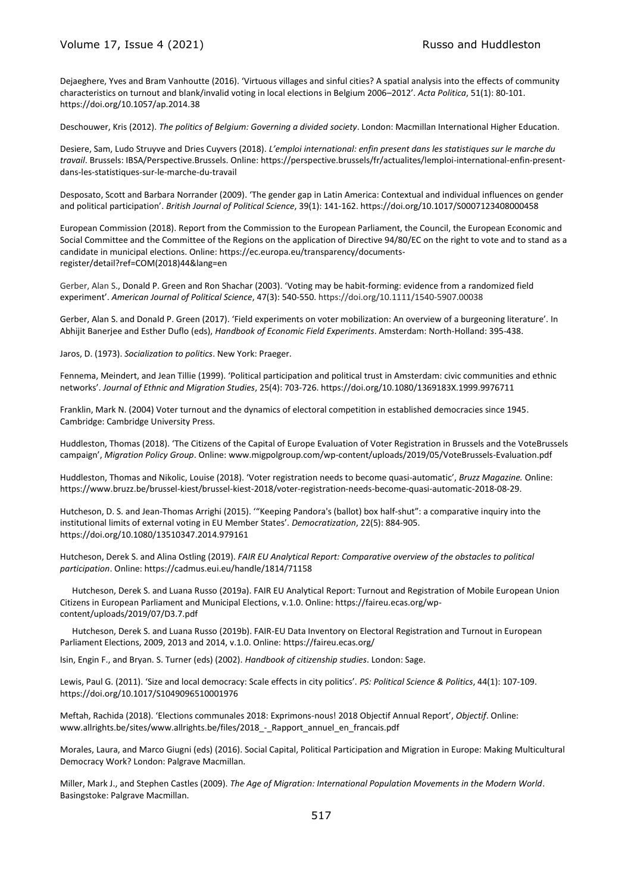Dejaeghere, Yves and Bram Vanhoutte (2016). 'Virtuous villages and sinful cities? A spatial analysis into the effects of community characteristics on turnout and blank/invalid voting in local elections in Belgium 2006–2012'. *Acta Politica*, 51(1): 80-101. https://doi.org/10.1057/ap.2014.38

Deschouwer, Kris (2012). *The politics of Belgium: Governing a divided society*. London: Macmillan International Higher Education.

Desiere, Sam, Ludo Struyve and Dries Cuyvers (2018). *L'emploi international: enfin present dans les statistiques sur le marche du travail*. Brussels: IBSA/Perspective.Brussels. Online: https://perspective.brussels/fr/actualites/lemploi-international-enfin-present-dans-les-statistiques-sur-le-marche-du-travail

Desposato, Scott and Barbara Norrander (2009). 'The gender gap in Latin America: Contextual and individual influences on gender and political participation'. *British Journal of Political Science*, 39(1): 141-162. https://doi.org/10.1017/S0007123408000458

European Commission (2018). Report from the Commission to the European Parliament, the Council, the European Economic and Social Committee and the Committee of the Regions on the application of Directive 94/80/EC on the right to vote and to stand as a candidate in municipal elections. Online: https://ec.europa.eu/transparency/documents-register/detail?ref=COM(2018)44&lang=en

Gerber, Alan S., Donald P. Green and Ron Shachar (2003). 'Voting may be habit-forming: evidence from a randomized field experiment'. *American Journal of Political Science*, 47(3): 540-550. https://doi.org/10.1111/1540-5907.00038

Gerber, Alan S. and Donald P. Green (2017). 'Field experiments on voter mobilization: An overview of a burgeoning literature'. In Abhijit Banerjee and Esther Duflo (eds), *Handbook of Economic Field Experiments*. Amsterdam: North-Holland: 395-438.

Jaros, D. (1973). *Socialization to politics*. New York: Praeger.

Fennema, Meindert, and Jean Tillie (1999). 'Political participation and political trust in Amsterdam: civic communities and ethnic networks'. *Journal of Ethnic and Migration Studies*, 25(4): 703-726. https://doi.org/10.1080/1369183X.1999.9976711

Franklin, Mark N. (2004) Voter turnout and the dynamics of electoral competition in established democracies since 1945. Cambridge: Cambridge University Press.

Huddleston, Thomas (2018). 'The Citizens of the Capital of Europe Evaluation of Voter Registration in Brussels and the VoteBrussels campaign', *Migration Policy Group*. Online: www.migpolgroup.com/wp-content/uploads/2019/05/VoteBrussels-Evaluation.pdf

Huddleston, Thomas and Nikolic, Louise (2018). 'Voter registration needs to become quasi-automatic', *Bruzz Magazine.* Online: https://www.bruzz.be/brussel-kiest/brussel-kiest-2018/voter-registration-needs-become-quasi-automatic-2018-08-29.

Hutcheson, D. S. and Jean-Thomas Arrighi (2015). '"Keeping Pandora's (ballot) box half-shut": a comparative inquiry into the institutional limits of external voting in EU Member States'. *Democratization*, 22(5): 884-905. https://doi.org/10.1080/13510347.2014.979161

Hutcheson, Derek S. and Alina Ostling (2019). *FAIR EU Analytical Report: Comparative overview of the obstacles to political participation*. Online: https://cadmus.eui.eu/handle/1814/71158

Hutcheson, Derek S. and Luana Russo (2019a). FAIR EU Analytical Report: Turnout and Registration of Mobile European Union Citizens in European Parliament and Municipal Elections, v.1.0. Online: https://faireu.ecas.org/wp-content/uploads/2019/07/D3.7.pdf

Hutcheson, Derek S. and Luana Russo (2019b). FAIR-EU Data Inventory on Electoral Registration and Turnout in European Parliament Elections, 2009, 2013 and 2014, v.1.0. Online: https://faireu.ecas.org/

Isin, Engin F., and Bryan. S. Turner (eds) (2002). *Handbook of citizenship studies*. London: Sage.

Lewis, Paul G. (2011). 'Size and local democracy: Scale effects in city politics'. *PS: Political Science & Politics*, 44(1): 107-109. https://doi.org/10.1017/S1049096510001976

Meftah, Rachida (2018). 'Elections communales 2018: Exprimons-nous! 2018 Objectif Annual Report', *Objectif*. Online: www.allrights.be/sites/www.allrights.be/files/2018_-_Rapport_annuel_en_francais.pdf

Morales, Laura, and Marco Giugni (eds) (2016). Social Capital, Political Participation and Migration in Europe: Making Multicultural Democracy Work? London: Palgrave Macmillan.

Miller, Mark J., and Stephen Castles (2009). *The Age of Migration: International Population Movements in the Modern World*. Basingstoke: Palgrave Macmillan.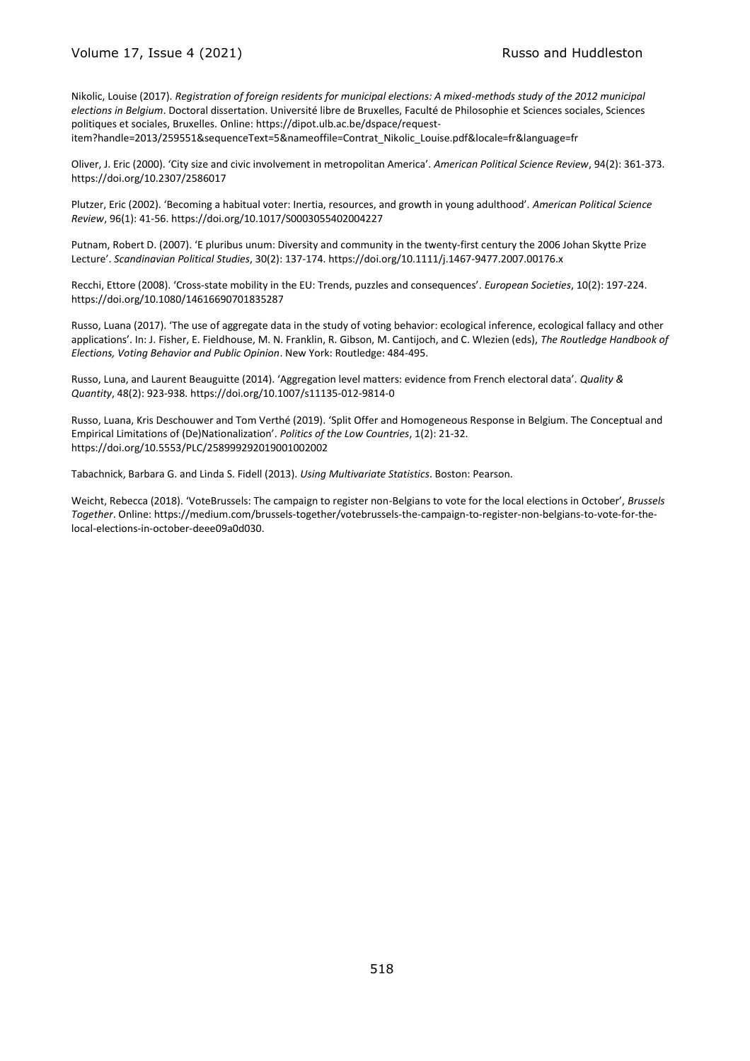Nikolic, Louise (2017). *Registration of foreign residents for municipal elections: A mixed-methods study of the 2012 municipal elections in Belgium*. Doctoral dissertation. Université libre de Bruxelles, Faculté de Philosophie et Sciences sociales, Sciences politiques et sociales, Bruxelles. Online: https://dipot.ulb.ac.be/dspace/request-item?handle=2013/259551&sequenceText=5&nameoffile=Contrat_Nikolic_Louise.pdf&locale=fr&language=fr

Oliver, J. Eric (2000). 'City size and civic involvement in metropolitan America'. *American Political Science Review*, 94(2): 361-373. https://doi.org/10.2307/2586017

Plutzer, Eric (2002). 'Becoming a habitual voter: Inertia, resources, and growth in young adulthood'. *American Political Science Review*, 96(1): 41-56. https://doi.org/10.1017/S0003055402004227

Putnam, Robert D. (2007). 'E pluribus unum: Diversity and community in the twenty-first century the 2006 Johan Skytte Prize Lecture'. *Scandinavian Political Studies*, 30(2): 137-174. https://doi.org/10.1111/j.1467-9477.2007.00176.x

Recchi, Ettore (2008). 'Cross-state mobility in the EU: Trends, puzzles and consequences'. *European Societies*, 10(2): 197-224. https://doi.org/10.1080/14616690701835287

Russo, Luana (2017). 'The use of aggregate data in the study of voting behavior: ecological inference, ecological fallacy and other applications'. In: J. Fisher, E. Fieldhouse, M. N. Franklin, R. Gibson, M. Cantijoch, and C. Wlezien (eds), *The Routledge Handbook of Elections, Voting Behavior and Public Opinion*. New York: Routledge: 484-495.

Russo, Luna, and Laurent Beauguitte (2014). 'Aggregation level matters: evidence from French electoral data'. *Quality & Quantity*, 48(2): 923-938. https://doi.org/10.1007/s11135-012-9814-0

Russo, Luana, Kris Deschouwer and Tom Verthé (2019). 'Split Offer and Homogeneous Response in Belgium. The Conceptual and Empirical Limitations of (De)Nationalization'. *Politics of the Low Countries*, 1(2): 21-32. https://doi.org/10.5553/PLC/258999292019001002002

Tabachnick, Barbara G. and Linda S. Fidell (2013). *Using Multivariate Statistics*. Boston: Pearson.

Weicht, Rebecca (2018). 'VoteBrussels: The campaign to register non-Belgians to vote for the local elections in October', *Brussels Together*. Online: https://medium.com/brussels-together/votebrussels-the-campaign-to-register-non-belgians-to-vote-for-the-local-elections-in-october-deee09a0d030.